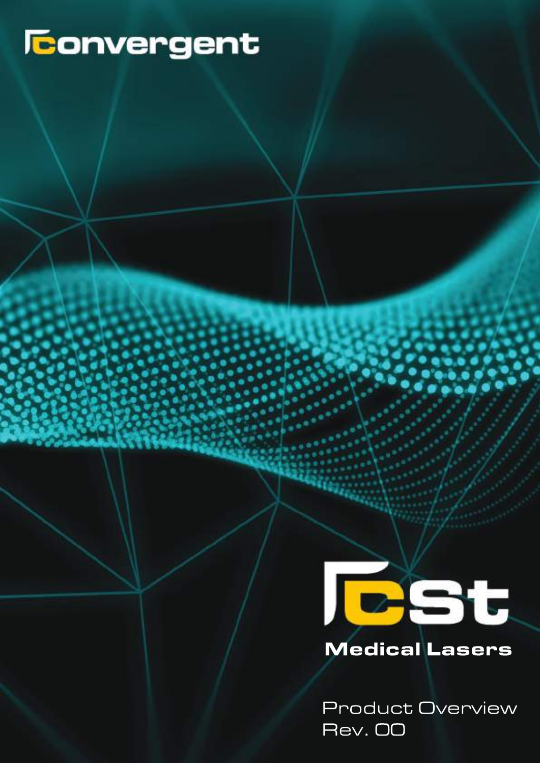convergent

CST

**Medical Lasers**

Product Overview
Rev. 00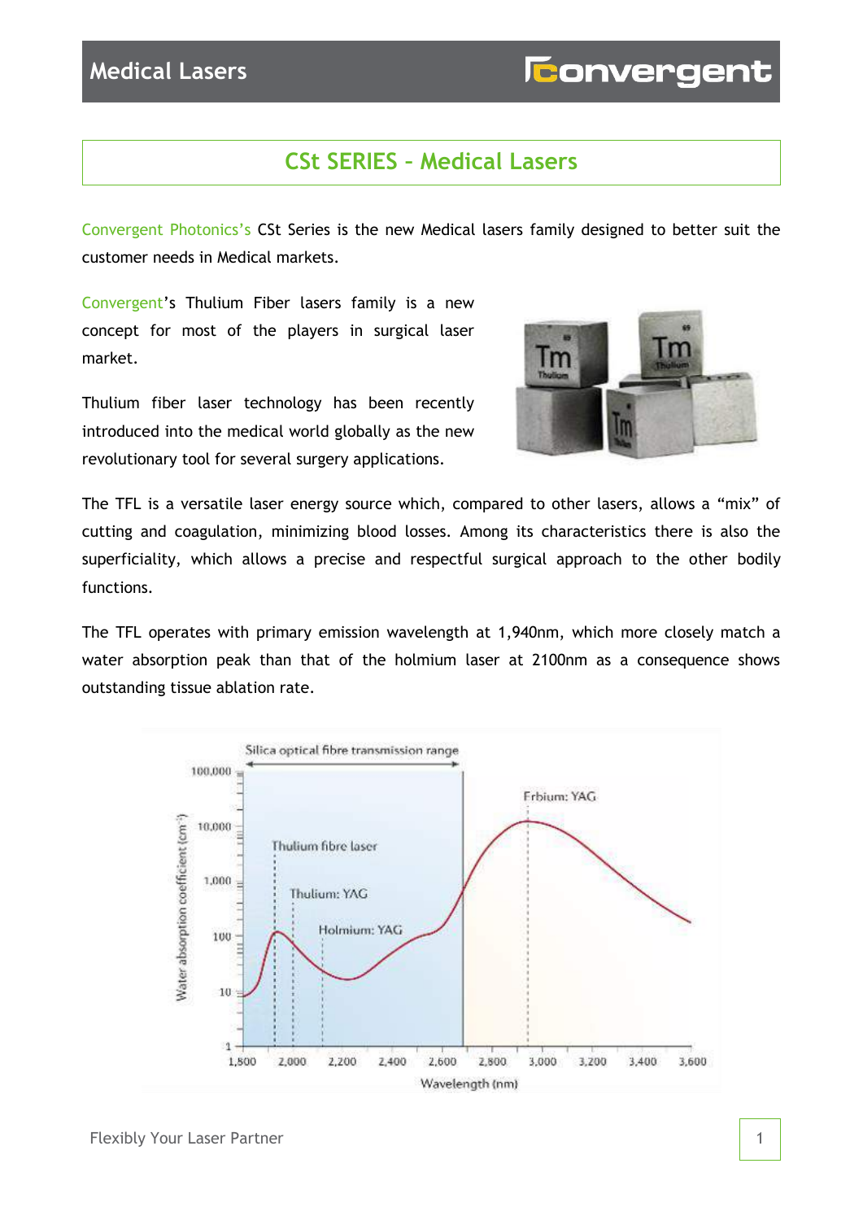# CSt SERIES – Medical Lasers

Convergent Photonics's CSt Series is the new Medical lasers family designed to better suit the customer needs in Medical markets.

Convergent's Thulium Fiber lasers family is a new concept for most of the players in surgical laser market.

Thulium fiber laser technology has been recently introduced into the medical world globally as the new revolutionary tool for several surgery applications.

The TFL is a versatile laser energy source which, compared to other lasers, allows a "mix" of cutting and coagulation, minimizing blood losses. Among its characteristics there is also the superficiality, which allows a precise and respectful surgical approach to the other bodily functions.

The TFL operates with primary emission wavelength at 1,940nm, which more closely match a water absorption peak than that of the holmium laser at 2100nm as a consequence shows outstanding tissue ablation rate.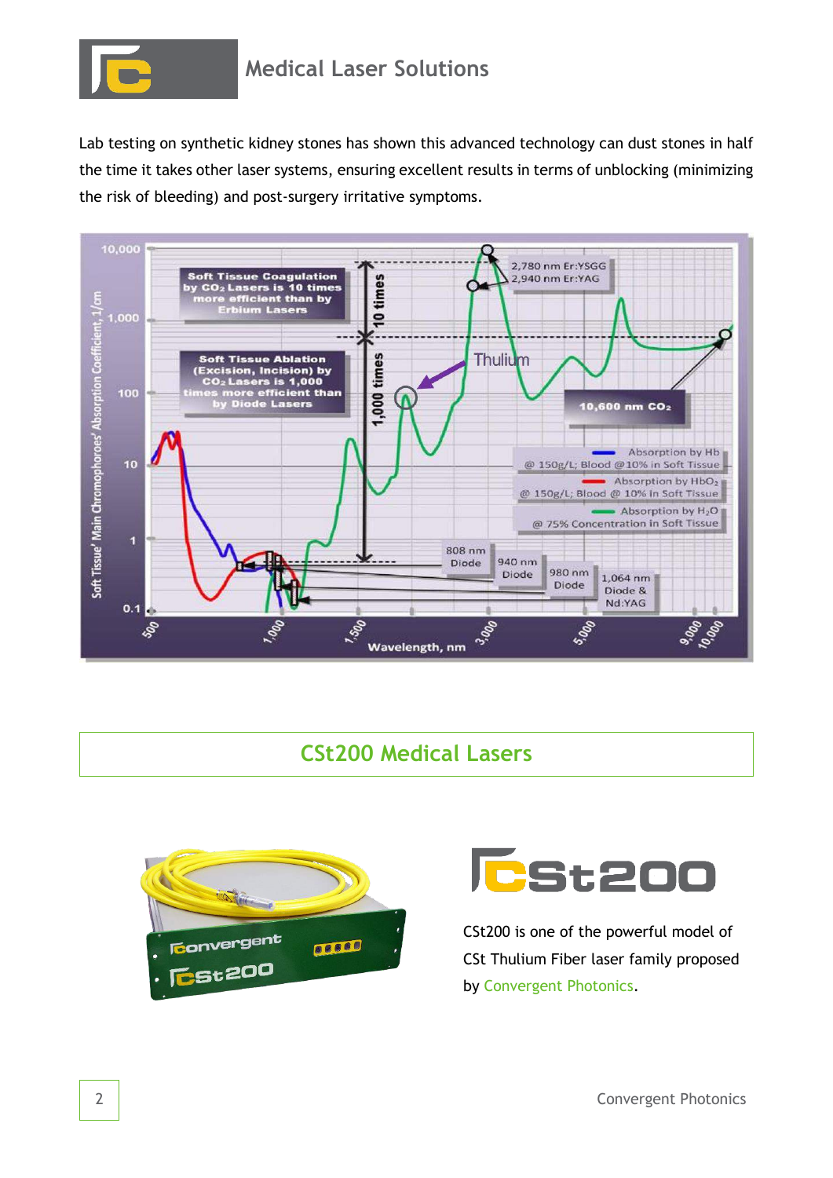Lab testing on synthetic kidney stones has shown this advanced technology can dust stones in half the time it takes other laser systems, ensuring excellent results in terms of unblocking (minimizing the risk of bleeding) and post-surgery irritative symptoms.

## CSt200 Medical Lasers

CSt200 is one of the powerful model of CSt Thulium Fiber laser family proposed by Convergent Photonics.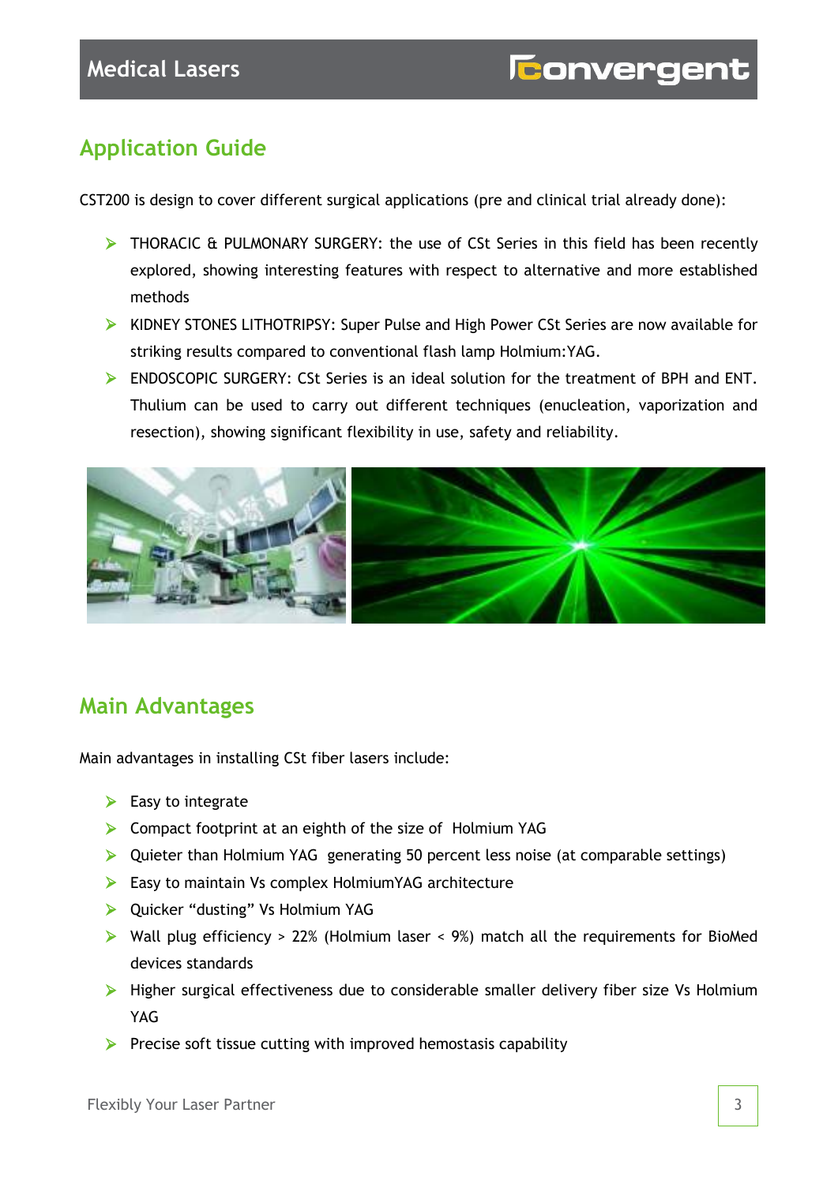## Application Guide

CST200 is design to cover different surgical applications (pre and clinical trial already done):

- THORACIC & PULMONARY SURGERY: the use of CSt Series in this field has been recently explored, showing interesting features with respect to alternative and more established methods
- KIDNEY STONES LITHOTRIPSY: Super Pulse and High Power CSt Series are now available for striking results compared to conventional flash lamp Holmium:YAG.
- ENDOSCOPIC SURGERY: CSt Series is an ideal solution for the treatment of BPH and ENT. Thulium can be used to carry out different techniques (enucleation, vaporization and resection), showing significant flexibility in use, safety and reliability.

## Main Advantages

Main advantages in installing CSt fiber lasers include:

- Easy to integrate
- Compact footprint at an eighth of the size of Holmium YAG
- Quieter than Holmium YAG generating 50 percent less noise (at comparable settings)
- Easy to maintain Vs complex HolmiumYAG architecture
- Quicker "dusting" Vs Holmium YAG
- Wall plug efficiency > 22% (Holmium laser < 9%) match all the requirements for BioMed devices standards
- Higher surgical effectiveness due to considerable smaller delivery fiber size Vs Holmium YAG
- Precise soft tissue cutting with improved hemostasis capability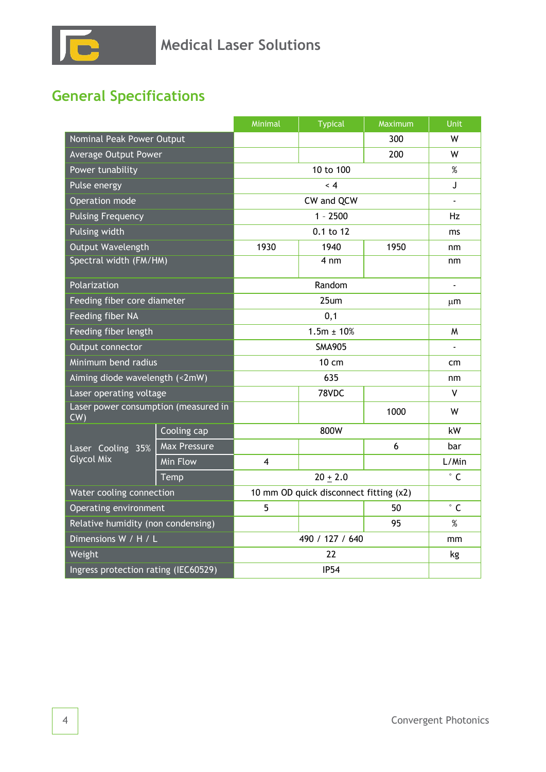## General Specifications

| | | Minimal | Typical | Maximum | Unit |
|---|---|---|---|---|---|
| Nominal Peak Power Output | | | | 300 | W |
| Average Output Power | | | | 200 | W |
| Power tunability | | | 10 to 100 | | % |
| Pulse energy | | | < 4 | | J |
| Operation mode | | | CW and QCW | | - |
| Pulsing Frequency | | | 1 - 2500 | | Hz |
| Pulsing width | | | 0.1 to 12 | | ms |
| Output Wavelength | | 1930 | 1940 | 1950 | nm |
| Spectral width (FM/HM) | | | 4 nm | | nm |
| Polarization | | | Random | | - |
| Feeding fiber core diameter | | | 25um | | µm |
| Feeding fiber NA | | | 0,1 | | |
| Feeding fiber length | | | 1.5m ± 10% | | M |
| Output connector | | | SMA905 | | - |
| Minimum bend radius | | | 10 cm | | cm |
| Aiming diode wavelength (<2mW) | | | 635 | | nm |
| Laser operating voltage | | | 78VDC | | V |
| Laser power consumption (measured in CW) | | | | 1000 | W |
| Laser Cooling 35% Glycol Mix | Cooling cap | | 800W | | kW |
| | Max Pressure | | | 6 | bar |
| | Min Flow | 4 | | | L/Min |
| | Temp | | 20 ± 2.0 | | ° C |
| Water cooling connection | | | 10 mm OD quick disconnect fitting (x2) | | |
| Operating environment | | 5 | | 50 | ° C |
| Relative humidity (non condensing) | | | | 95 | % |
| Dimensions W / H / L | | | 490 / 127 / 640 | | mm |
| Weight | | | 22 | | kg |
| Ingress protection rating (IEC60529) | | | IP54 | | |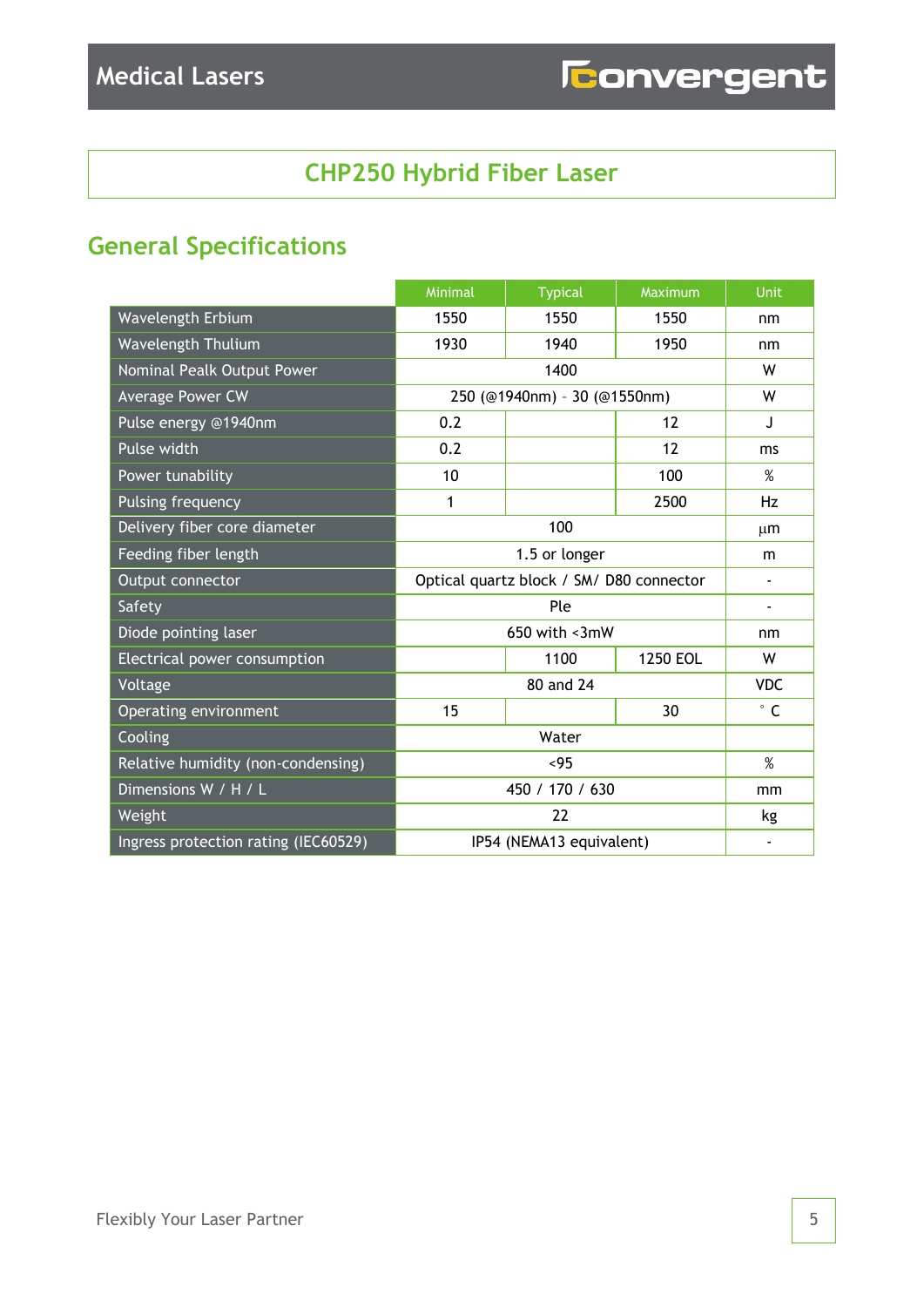## CHP250 Hybrid Fiber Laser

## General Specifications

| | Minimal | Typical | Maximum | Unit |
|---|---|---|---|---|
| Wavelength Erbium | 1550 | 1550 | 1550 | nm |
| Wavelength Thulium | 1930 | 1940 | 1950 | nm |
| Nominal Pealk Output Power | | 1400 | | W |
| Average Power CW | | 250 (@1940nm) - 30 (@1550nm) | | W |
| Pulse energy @1940nm | 0.2 | | 12 | J |
| Pulse width | 0.2 | | 12 | ms |
| Power tunability | 10 | | 100 | % |
| Pulsing frequency | 1 | | 2500 | Hz |
| Delivery fiber core diameter | | 100 | | µm |
| Feeding fiber length | | 1.5 or longer | | m |
| Output connector | | Optical quartz block / SM/ D80 connector | | - |
| Safety | | Ple | | - |
| Diode pointing laser | | 650 with <3mW | | nm |
| Electrical power consumption | | 1100 | 1250 EOL | W |
| Voltage | | 80 and 24 | | VDC |
| Operating environment | 15 | | 30 | ° C |
| Cooling | | Water | | |
| Relative humidity (non-condensing) | | <95 | | % |
| Dimensions W / H / L | | 450 / 170 / 630 | | mm |
| Weight | | 22 | | kg |
| Ingress protection rating (IEC60529) | | IP54 (NEMA13 equivalent) | | - |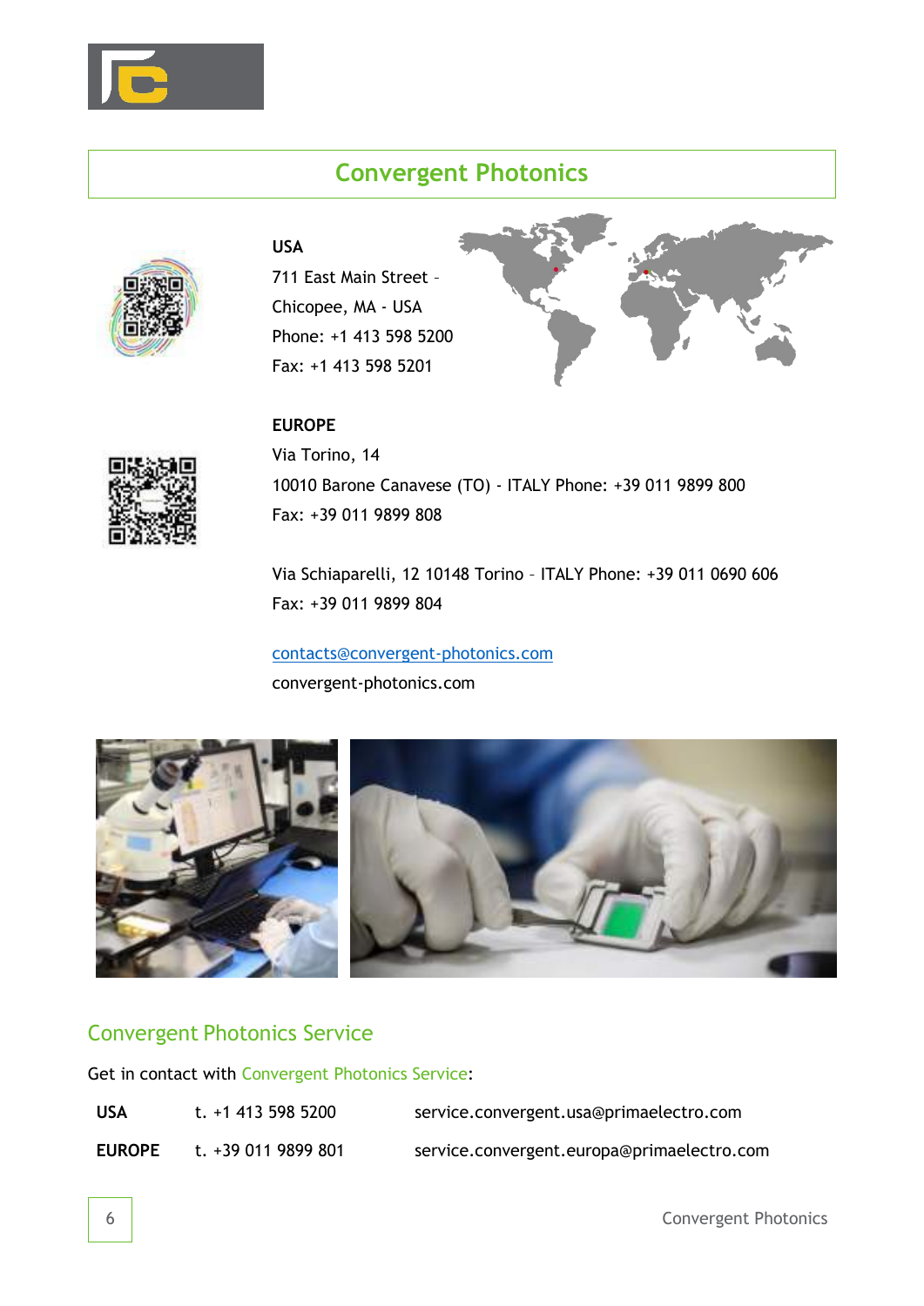# Convergent Photonics

**USA**

711 East Main Street –
Chicopee, MA - USA
Phone: +1 413 598 5200
Fax: +1 413 598 5201

**EUROPE**

Via Torino, 14
10010 Barone Canavese (TO) - ITALY Phone: +39 011 9899 800
Fax: +39 011 9899 808

Via Schiaparelli, 12 10148 Torino – ITALY Phone: +39 011 0690 606
Fax: +39 011 9899 804

contacts@convergent-photonics.com
convergent-photonics.com

## Convergent Photonics Service

Get in contact with Convergent Photonics Service:

| | | |
|---|---|---|
| **USA** | t. +1 413 598 5200 | service.convergent.usa@primaelectro.com |
| **EUROPE** | t. +39 011 9899 801 | service.convergent.europa@primaelectro.com |